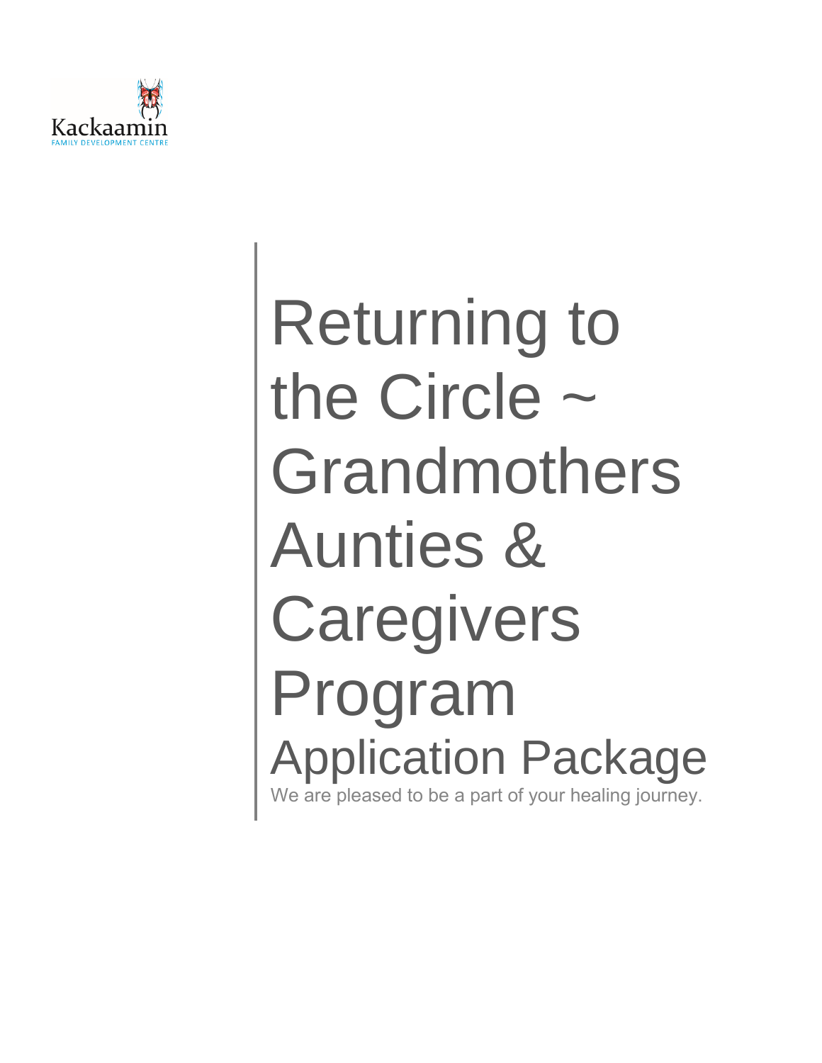Kackaamin

FAMILY DEVELOPMENT CENTRE

# Returning to the Circle ~ Grandmothers Aunties & Caregivers Program

## Application Package

We are pleased to be a part of your healing journey.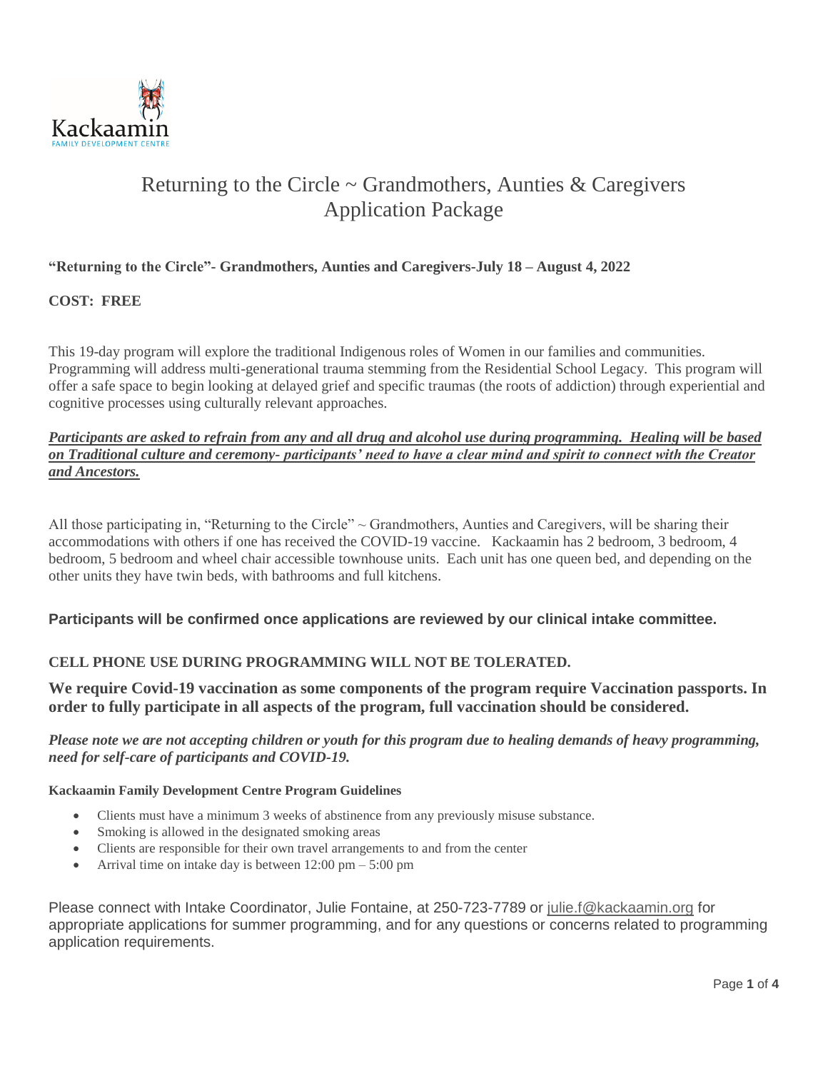Kackaamin
FAMILY DEVELOPMENT CENTRE

# Returning to the Circle ~ Grandmothers, Aunties & Caregivers Application Package

**"Returning to the Circle"- Grandmothers, Aunties and Caregivers-July 18 – August 4, 2022**

**COST: FREE**

This 19-day program will explore the traditional Indigenous roles of Women in our families and communities. Programming will address multi-generational trauma stemming from the Residential School Legacy. This program will offer a safe space to begin looking at delayed grief and specific traumas (the roots of addiction) through experiential and cognitive processes using culturally relevant approaches.

***Participants are asked to refrain from any and all drug and alcohol use during programming. Healing will be based on Traditional culture and ceremony- participants' need to have a clear mind and spirit to connect with the Creator and Ancestors.***

All those participating in, "Returning to the Circle" ~ Grandmothers, Aunties and Caregivers, will be sharing their accommodations with others if one has received the COVID-19 vaccine. Kackaamin has 2 bedroom, 3 bedroom, 4 bedroom, 5 bedroom and wheel chair accessible townhouse units. Each unit has one queen bed, and depending on the other units they have twin beds, with bathrooms and full kitchens.

**Participants will be confirmed once applications are reviewed by our clinical intake committee.**

**CELL PHONE USE DURING PROGRAMMING WILL NOT BE TOLERATED.**

**We require Covid-19 vaccination as some components of the program require Vaccination passports. In order to fully participate in all aspects of the program, full vaccination should be considered.**

***Please note we are not accepting children or youth for this program due to healing demands of heavy programming, need for self-care of participants and COVID-19.***

**Kackaamin Family Development Centre Program Guidelines**

- Clients must have a minimum 3 weeks of abstinence from any previously misuse substance.
- Smoking is allowed in the designated smoking areas
- Clients are responsible for their own travel arrangements to and from the center
- Arrival time on intake day is between 12:00 pm – 5:00 pm

Please connect with Intake Coordinator, Julie Fontaine, at 250-723-7789 or julie.f@kackaamin.org for appropriate applications for summer programming, and for any questions or concerns related to programming application requirements.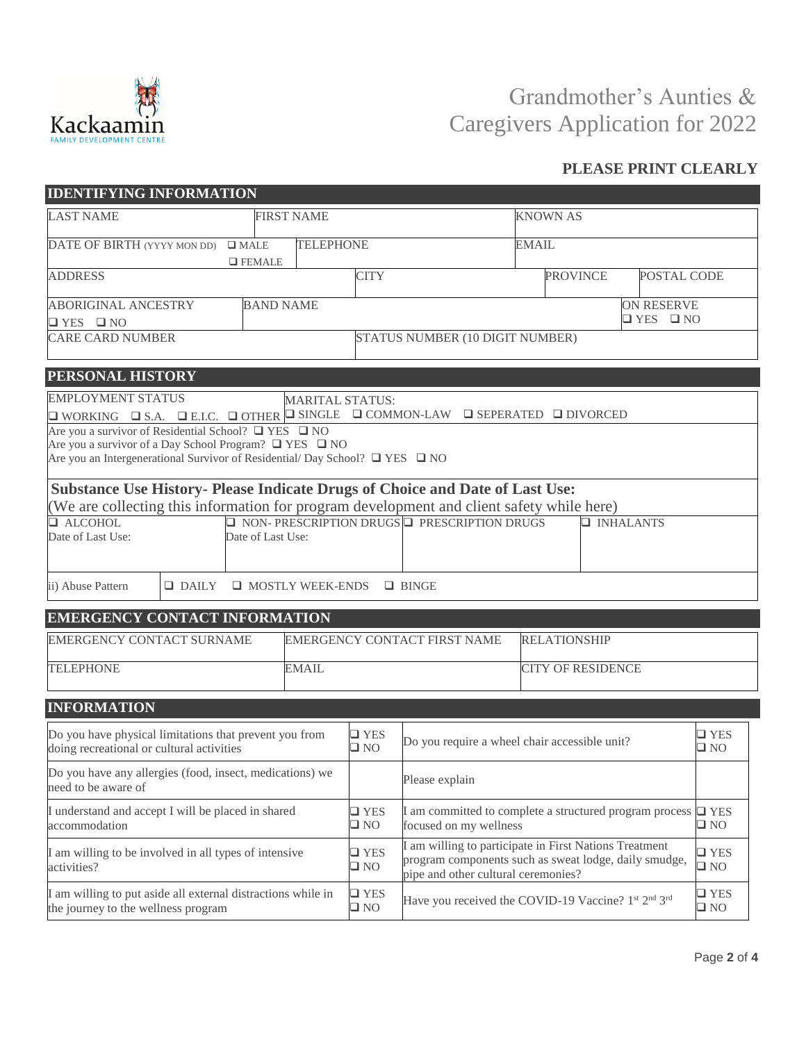Kackaamin
FAMILY DEVELOPMENT CENTRE

# Grandmother's Aunties & Caregivers Application for 2022

**PLEASE PRINT CLEARLY**

## IDENTIFYING INFORMATION

| LAST NAME | FIRST NAME | | KNOWN AS | |
|---|---|---|---|---|
| DATE OF BIRTH (YYYY MON DD) ❑ MALE ❑ FEMALE | TELEPHONE | | EMAIL | |
| ADDRESS | | CITY | PROVINCE | POSTAL CODE |
| ABORIGINAL ANCESTRY ❑ YES ❑ NO | BAND NAME | | | ON RESERVE ❑ YES ❑ NO |
| CARE CARD NUMBER | | STATUS NUMBER (10 DIGIT NUMBER) | | |

## PERSONAL HISTORY

EMPLOYMENT STATUS
❑ WORKING ❑ S.A. ❑ E.I.C. ❑ OTHER

MARITAL STATUS:
❑ SINGLE ❑ COMMON-LAW ❑ SEPERATED ❑ DIVORCED

Are you a survivor of Residential School? ❑ YES ❑ NO
Are you a survivor of a Day School Program? ❑ YES ❑ NO
Are you an Intergenerational Survivor of Residential/ Day School? ❑ YES ❑ NO

### Substance Use History- Please Indicate Drugs of Choice and Date of Last Use:

(We are collecting this information for program development and client safety while here)

| ❑ ALCOHOL<br>Date of Last Use: | ❑ NON- PRESCRIPTION DRUGS<br>Date of Last Use: | ❑ PRESCRIPTION DRUGS | ❑ INHALANTS |
|---|---|---|---|
| ii) Abuse Pattern | ❑ DAILY ❑ MOSTLY WEEK-ENDS ❑ BINGE | | |

## EMERGENCY CONTACT INFORMATION

| EMERGENCY CONTACT SURNAME | EMERGENCY CONTACT FIRST NAME | RELATIONSHIP |
|---|---|---|
| TELEPHONE | EMAIL | CITY OF RESIDENCE |

## INFORMATION

| | | | |
|---|---|---|---|
| Do you have physical limitations that prevent you from doing recreational or cultural activities | ❑ YES ❑ NO | Do you require a wheel chair accessible unit? | ❑ YES ❑ NO |
| Do you have any allergies (food, insect, medications) we need to be aware of | | Please explain | |
| I understand and accept I will be placed in shared accommodation | ❑ YES ❑ NO | I am committed to complete a structured program process focused on my wellness | ❑ YES ❑ NO |
| I am willing to be involved in all types of intensive activities? | ❑ YES ❑ NO | I am willing to participate in First Nations Treatment program components such as sweat lodge, daily smudge, pipe and other cultural ceremonies? | ❑ YES ❑ NO |
| I am willing to put aside all external distractions while in the journey to the wellness program | ❑ YES ❑ NO | Have you received the COVID-19 Vaccine? 1st 2nd 3rd | ❑ YES ❑ NO |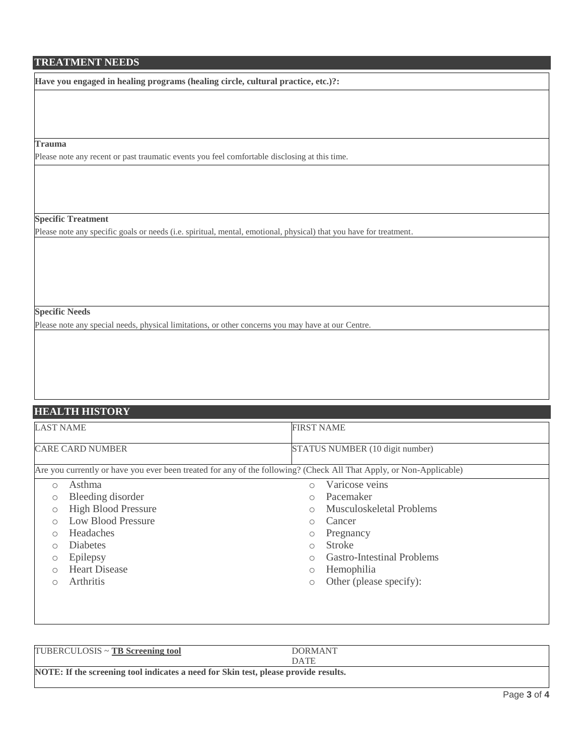## TREATMENT NEEDS

**Have you engaged in healing programs (healing circle, cultural practice, etc.)?:**

**Trauma**

Please note any recent or past traumatic events you feel comfortable disclosing at this time.

**Specific Treatment**

Please note any specific goals or needs (i.e. spiritual, mental, emotional, physical) that you have for treatment.

**Specific Needs**

Please note any special needs, physical limitations, or other concerns you may have at our Centre.

## HEALTH HISTORY

| LAST NAME | FIRST NAME |
| --- | --- |
| CARE CARD NUMBER | STATUS NUMBER (10 digit number) |

Are you currently or have you ever been treated for any of the following? (Check All That Apply, or Non-Applicable)

- ○ Asthma
- ○ Bleeding disorder
- ○ High Blood Pressure
- ○ Low Blood Pressure
- ○ Headaches
- ○ Diabetes
- ○ Epilepsy
- ○ Heart Disease
- ○ Arthritis
- ○ Varicose veins
- ○ Pacemaker
- ○ Musculoskeletal Problems
- ○ Cancer
- ○ Pregnancy
- ○ Stroke
- ○ Gastro-Intestinal Problems
- ○ Hemophilia
- ○ Other (please specify):

| TUBERCULOSIS ~ **TB Screening tool** | DORMANT DATE |
| --- | --- |

**NOTE: If the screening tool indicates a need for Skin test, please provide results.**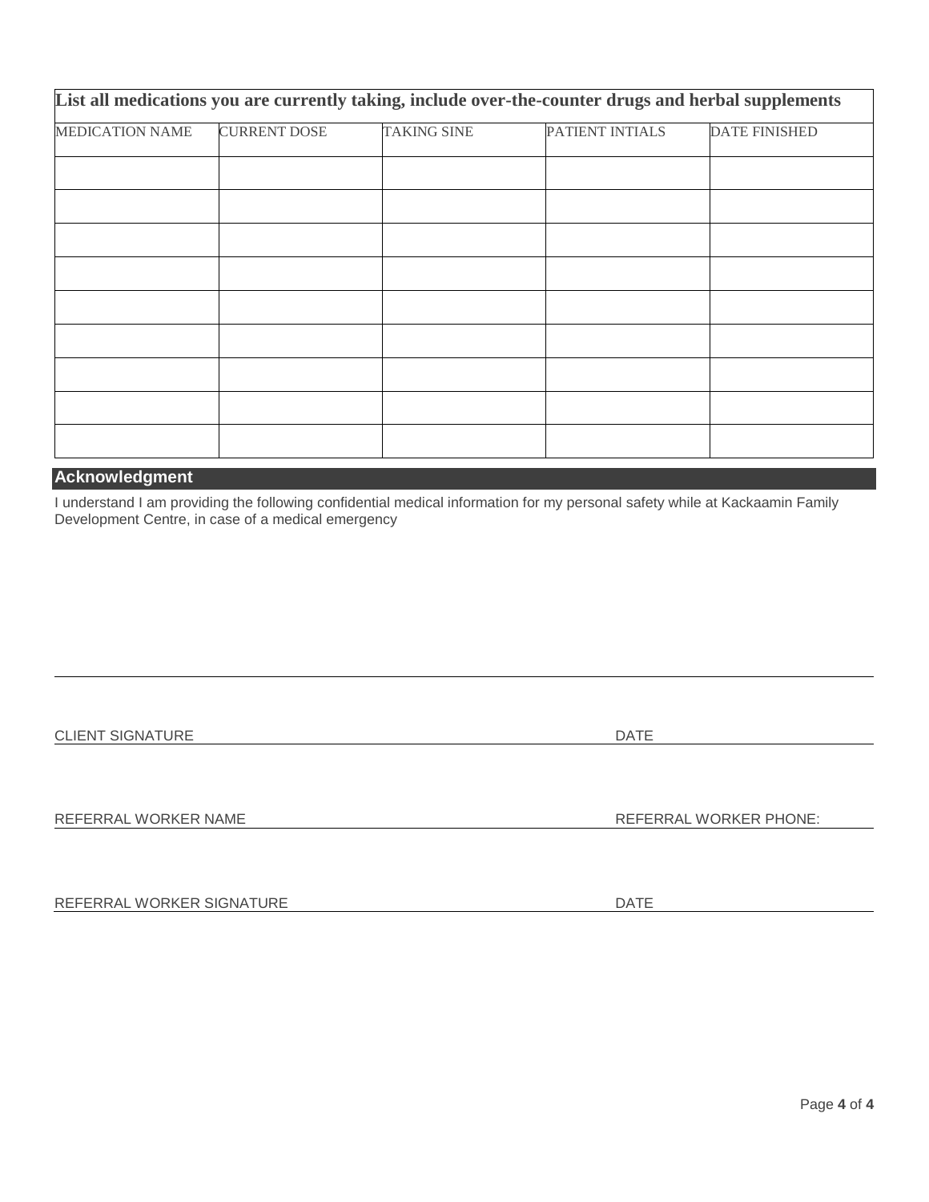**List all medications you are currently taking, include over-the-counter drugs and herbal supplements**

| MEDICATION NAME | CURRENT DOSE | TAKING SINE | PATIENT INTIALS | DATE FINISHED |
|---|---|---|---|---|
| | | | | |
| | | | | |
| | | | | |
| | | | | |
| | | | | |
| | | | | |
| | | | | |
| | | | | |
| | | | | |

## Acknowledgment

I understand I am providing the following confidential medical information for my personal safety while at Kackaamin Family Development Centre, in case of a medical emergency

---

CLIENT SIGNATURE ______________________ DATE ____________

REFERRAL WORKER NAME ______________________ REFERRAL WORKER PHONE: ____________

REFERRAL WORKER SIGNATURE ______________________ DATE ____________